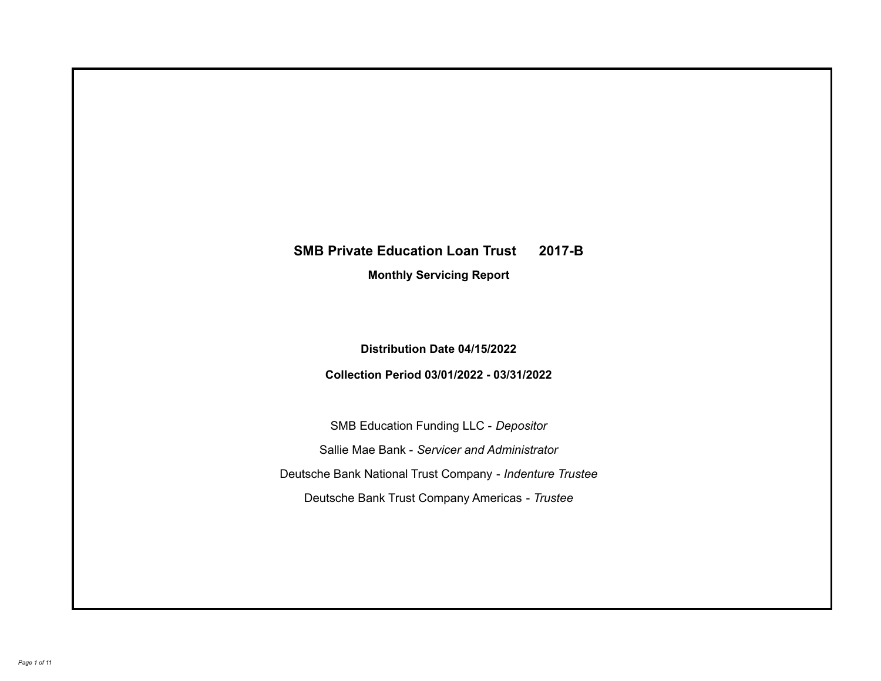# SMB Private Education Loan Trust 2017-B

## Monthly Servicing Report

**Distribution Date 04/15/2022**

**Collection Period 03/01/2022 - 03/31/2022**

SMB Education Funding LLC - *Depositor*

Sallie Mae Bank - *Servicer and Administrator*

Deutsche Bank National Trust Company - *Indenture Trustee*

Deutsche Bank Trust Company Americas - *Trustee*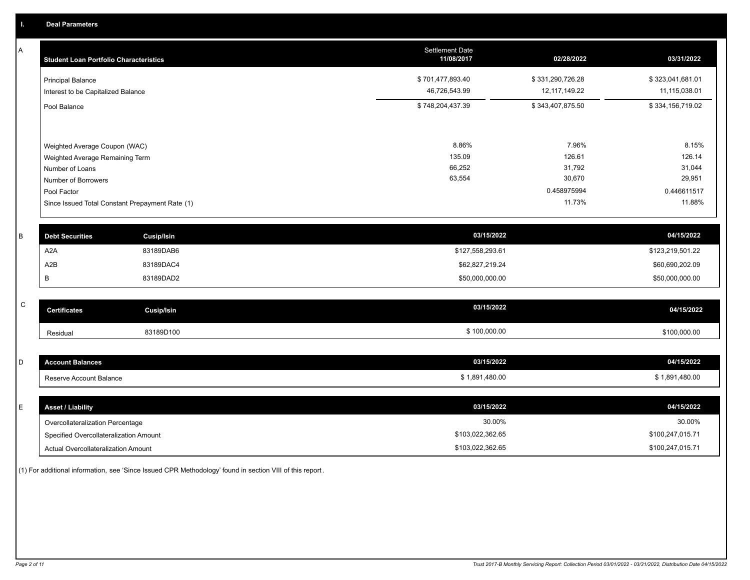## I. Deal Parameters

### A

| Student Loan Portfolio Characteristics | Settlement Date 11/08/2017 | 02/28/2022 | 03/31/2022 |
|---|---|---|---|
| Principal Balance | $ 701,477,893.40 | $ 331,290,726.28 | $ 323,041,681.01 |
| Interest to be Capitalized Balance | 46,726,543.99 | 12,117,149.22 | 11,115,038.01 |
| Pool Balance | $ 748,204,437.39 | $ 343,407,875.50 | $ 334,156,719.02 |
| Weighted Average Coupon (WAC) | 8.86% | 7.96% | 8.15% |
| Weighted Average Remaining Term | 135.09 | 126.61 | 126.14 |
| Number of Loans | 66,252 | 31,792 | 31,044 |
| Number of Borrowers | 63,554 | 30,670 | 29,951 |
| Pool Factor | | 0.458975994 | 0.446611517 |
| Since Issued Total Constant Prepayment Rate (1) | | 11.73% | 11.88% |

### B

| Debt Securities | Cusip/Isin | 03/15/2022 | 04/15/2022 |
|---|---|---|---|
| A2A | 83189DAB6 | $127,558,293.61 | $123,219,501.22 |
| A2B | 83189DAC4 | $62,827,219.24 | $60,690,202.09 |
| B | 83189DAD2 | $50,000,000.00 | $50,000,000.00 |

### C

| Certificates | Cusip/Isin | 03/15/2022 | 04/15/2022 |
|---|---|---|---|
| Residual | 83189D100 | $ 100,000.00 | $100,000.00 |

### D

| Account Balances | 03/15/2022 | 04/15/2022 |
|---|---|---|
| Reserve Account Balance | $ 1,891,480.00 | $ 1,891,480.00 |

### E

| Asset / Liability | 03/15/2022 | 04/15/2022 |
|---|---|---|
| Overcollateralization Percentage | 30.00% | 30.00% |
| Specified Overcollateralization Amount | $103,022,362.65 | $100,247,015.71 |
| Actual Overcollateralization Amount | $103,022,362.65 | $100,247,015.71 |

(1) For additional information, see 'Since Issued CPR Methodology' found in section VIII of this report.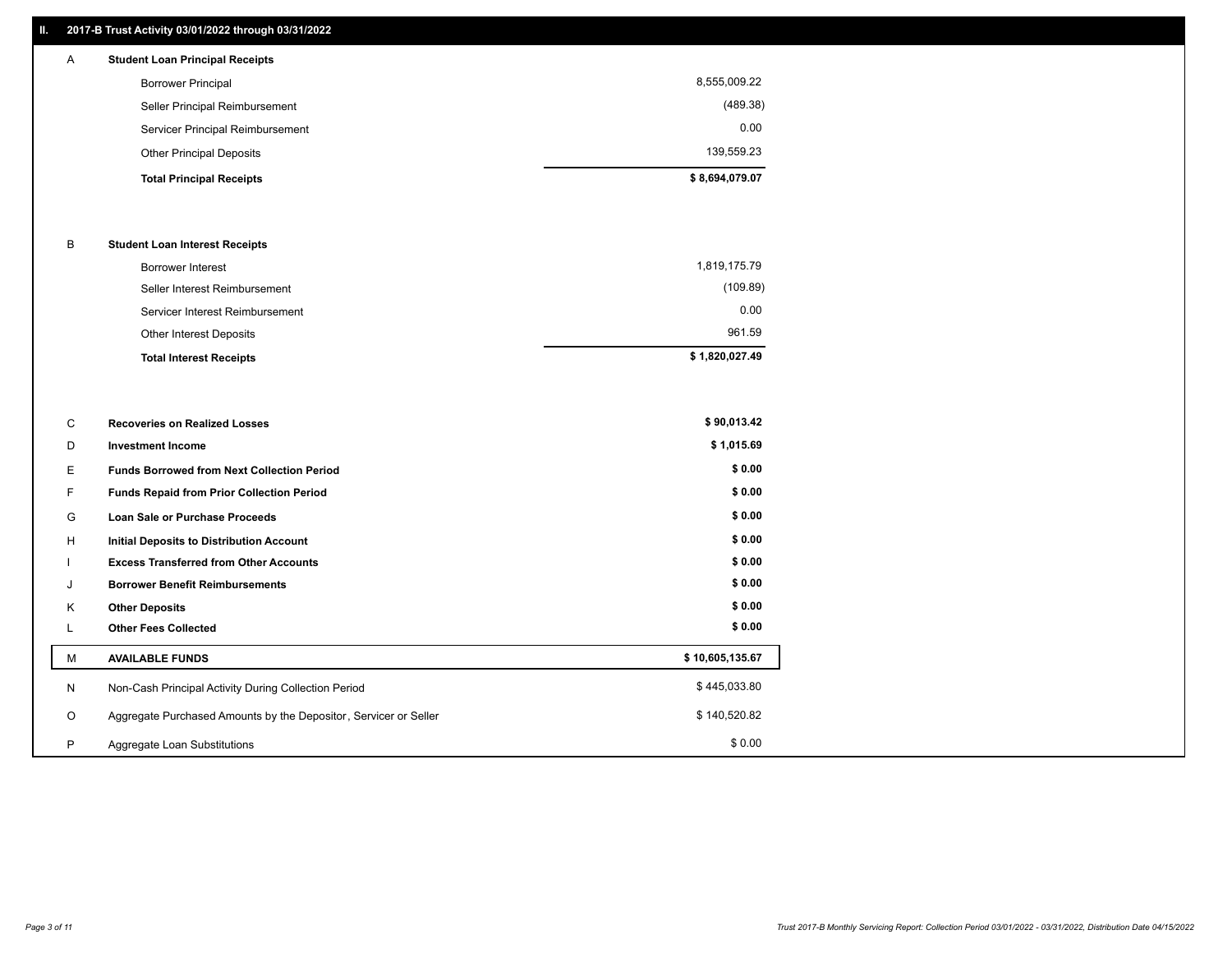## II. 2017-B Trust Activity 03/01/2022 through 03/31/2022

| | | |
|---|---|---|
| A | **Student Loan Principal Receipts** | |
| | Borrower Principal | 8,555,009.22 |
| | Seller Principal Reimbursement | (489.38) |
| | Servicer Principal Reimbursement | 0.00 |
| | Other Principal Deposits | 139,559.23 |
| | **Total Principal Receipts** | **$ 8,694,079.07** |
| B | **Student Loan Interest Receipts** | |
| | Borrower Interest | 1,819,175.79 |
| | Seller Interest Reimbursement | (109.89) |
| | Servicer Interest Reimbursement | 0.00 |
| | Other Interest Deposits | 961.59 |
| | **Total Interest Receipts** | **$ 1,820,027.49** |
| C | **Recoveries on Realized Losses** | **$ 90,013.42** |
| D | **Investment Income** | **$ 1,015.69** |
| E | **Funds Borrowed from Next Collection Period** | **$ 0.00** |
| F | **Funds Repaid from Prior Collection Period** | **$ 0.00** |
| G | **Loan Sale or Purchase Proceeds** | **$ 0.00** |
| H | **Initial Deposits to Distribution Account** | **$ 0.00** |
| I | **Excess Transferred from Other Accounts** | **$ 0.00** |
| J | **Borrower Benefit Reimbursements** | **$ 0.00** |
| K | **Other Deposits** | **$ 0.00** |
| L | **Other Fees Collected** | **$ 0.00** |
| M | **AVAILABLE FUNDS** | **$ 10,605,135.67** |
| N | Non-Cash Principal Activity During Collection Period | $ 445,033.80 |
| O | Aggregate Purchased Amounts by the Depositor, Servicer or Seller | $ 140,520.82 |
| P | Aggregate Loan Substitutions | $ 0.00 |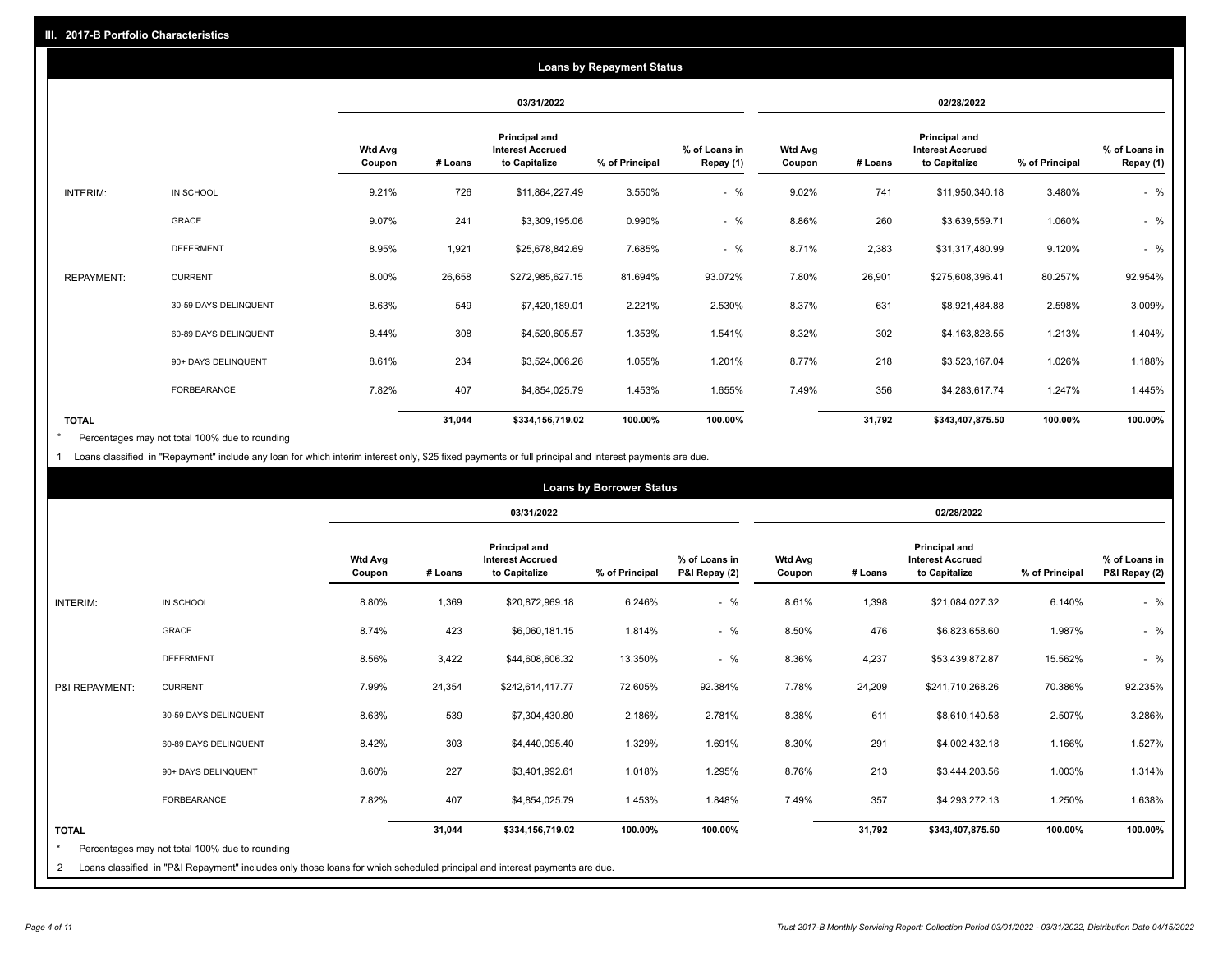## III. 2017-B Portfolio Characteristics

### Loans by Repayment Status

| | | 03/31/2022 | | | | | 02/28/2022 | | | | |
|---|---|---|---|---|---|---|---|---|---|---|---|
| | | Wtd Avg Coupon | # Loans | Principal and Interest Accrued to Capitalize | % of Principal | % of Loans in Repay (1) | Wtd Avg Coupon | # Loans | Principal and Interest Accrued to Capitalize | % of Principal | % of Loans in Repay (1) |
| INTERIM: | IN SCHOOL | 9.21% | 726 | $11,864,227.49 | 3.550% | - % | 9.02% | 741 | $11,950,340.18 | 3.480% | - % |
| | GRACE | 9.07% | 241 | $3,309,195.06 | 0.990% | - % | 8.86% | 260 | $3,639,559.71 | 1.060% | - % |
| | DEFERMENT | 8.95% | 1,921 | $25,678,842.69 | 7.685% | - % | 8.71% | 2,383 | $31,317,480.99 | 9.120% | - % |
| REPAYMENT: | CURRENT | 8.00% | 26,658 | $272,985,627.15 | 81.694% | 93.072% | 7.80% | 26,901 | $275,608,396.41 | 80.257% | 92.954% |
| | 30-59 DAYS DELINQUENT | 8.63% | 549 | $7,420,189.01 | 2.221% | 2.530% | 8.37% | 631 | $8,921,484.88 | 2.598% | 3.009% |
| | 60-89 DAYS DELINQUENT | 8.44% | 308 | $4,520,605.57 | 1.353% | 1.541% | 8.32% | 302 | $4,163,828.55 | 1.213% | 1.404% |
| | 90+ DAYS DELINQUENT | 8.61% | 234 | $3,524,006.26 | 1.055% | 1.201% | 8.77% | 218 | $3,523,167.04 | 1.026% | 1.188% |
| | FORBEARANCE | 7.82% | 407 | $4,854,025.79 | 1.453% | 1.655% | 7.49% | 356 | $4,283,617.74 | 1.247% | 1.445% |
| TOTAL | | | 31,044 | $334,156,719.02 | 100.00% | 100.00% | | 31,792 | $343,407,875.50 | 100.00% | 100.00% |

\* Percentages may not total 100% due to rounding

1 Loans classified in "Repayment" include any loan for which interim interest only, $25 fixed payments or full principal and interest payments are due.

### Loans by Borrower Status

| | | 03/31/2022 | | | | | 02/28/2022 | | | | |
|---|---|---|---|---|---|---|---|---|---|---|---|
| | | Wtd Avg Coupon | # Loans | Principal and Interest Accrued to Capitalize | % of Principal | % of Loans in P&I Repay (2) | Wtd Avg Coupon | # Loans | Principal and Interest Accrued to Capitalize | % of Principal | % of Loans in P&I Repay (2) |
| INTERIM: | IN SCHOOL | 8.80% | 1,369 | $20,872,969.18 | 6.246% | - % | 8.61% | 1,398 | $21,084,027.32 | 6.140% | - % |
| | GRACE | 8.74% | 423 | $6,060,181.15 | 1.814% | - % | 8.50% | 476 | $6,823,658.60 | 1.987% | - % |
| | DEFERMENT | 8.56% | 3,422 | $44,608,606.32 | 13.350% | - % | 8.36% | 4,237 | $53,439,872.87 | 15.562% | - % |
| P&I REPAYMENT: | CURRENT | 7.99% | 24,354 | $242,614,417.77 | 72.605% | 92.384% | 7.78% | 24,209 | $241,710,268.26 | 70.386% | 92.235% |
| | 30-59 DAYS DELINQUENT | 8.63% | 539 | $7,304,430.80 | 2.186% | 2.781% | 8.38% | 611 | $8,610,140.58 | 2.507% | 3.286% |
| | 60-89 DAYS DELINQUENT | 8.42% | 303 | $4,440,095.40 | 1.329% | 1.691% | 8.30% | 291 | $4,002,432.18 | 1.166% | 1.527% |
| | 90+ DAYS DELINQUENT | 8.60% | 227 | $3,401,992.61 | 1.018% | 1.295% | 8.76% | 213 | $3,444,203.56 | 1.003% | 1.314% |
| | FORBEARANCE | 7.82% | 407 | $4,854,025.79 | 1.453% | 1.848% | 7.49% | 357 | $4,293,272.13 | 1.250% | 1.638% |
| TOTAL | | | 31,044 | $334,156,719.02 | 100.00% | 100.00% | | 31,792 | $343,407,875.50 | 100.00% | 100.00% |

\* Percentages may not total 100% due to rounding

2 Loans classified in "P&I Repayment" includes only those loans for which scheduled principal and interest payments are due.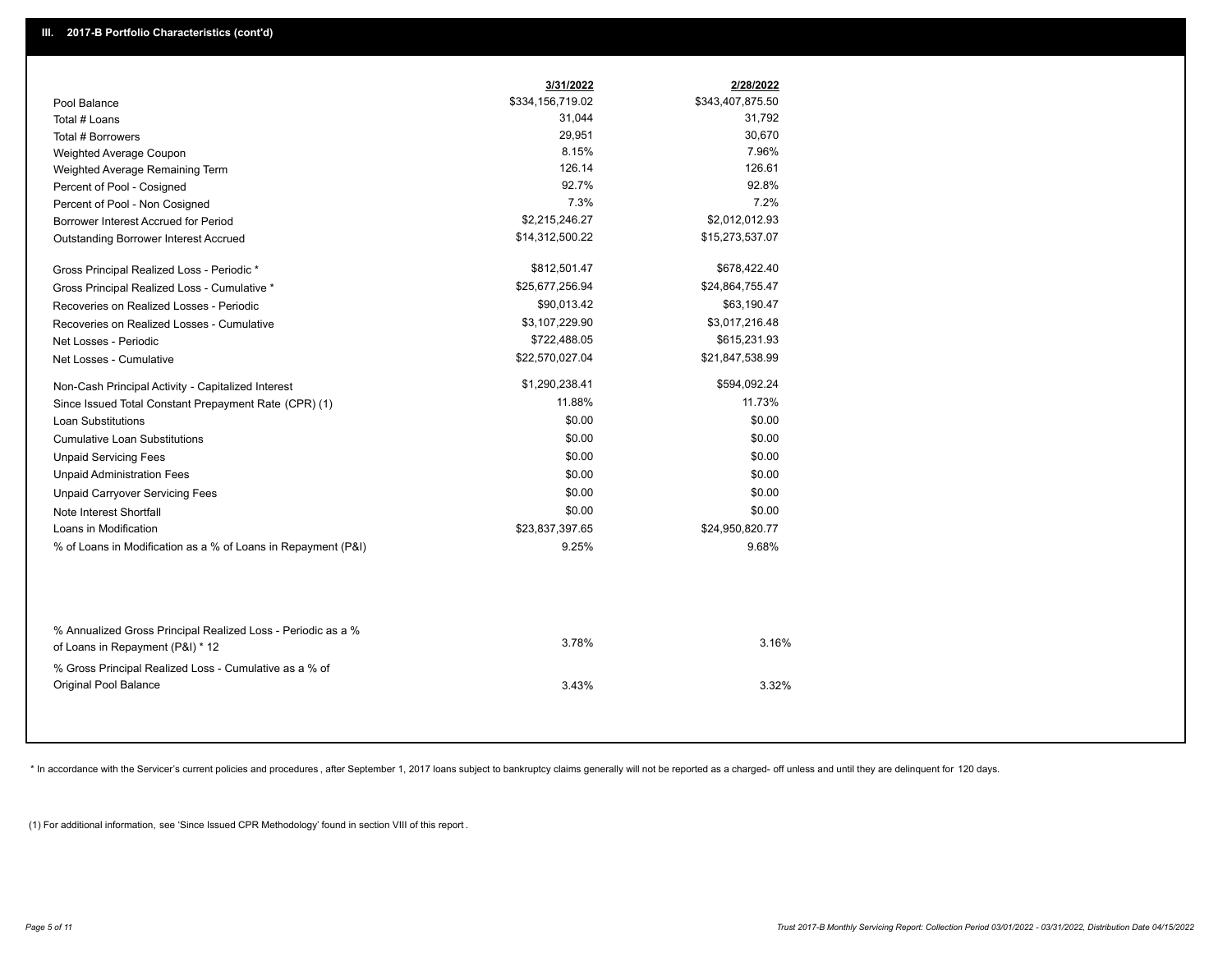## III. 2017-B Portfolio Characteristics (cont'd)

| | 3/31/2022 | 2/28/2022 |
|---|---|---|
| Pool Balance | $334,156,719.02 | $343,407,875.50 |
| Total # Loans | 31,044 | 31,792 |
| Total # Borrowers | 29,951 | 30,670 |
| Weighted Average Coupon | 8.15% | 7.96% |
| Weighted Average Remaining Term | 126.14 | 126.61 |
| Percent of Pool - Cosigned | 92.7% | 92.8% |
| Percent of Pool - Non Cosigned | 7.3% | 7.2% |
| Borrower Interest Accrued for Period | $2,215,246.27 | $2,012,012.93 |
| Outstanding Borrower Interest Accrued | $14,312,500.22 | $15,273,537.07 |
| Gross Principal Realized Loss - Periodic * | $812,501.47 | $678,422.40 |
| Gross Principal Realized Loss - Cumulative * | $25,677,256.94 | $24,864,755.47 |
| Recoveries on Realized Losses - Periodic | $90,013.42 | $63,190.47 |
| Recoveries on Realized Losses - Cumulative | $3,107,229.90 | $3,017,216.48 |
| Net Losses - Periodic | $722,488.05 | $615,231.93 |
| Net Losses - Cumulative | $22,570,027.04 | $21,847,538.99 |
| Non-Cash Principal Activity - Capitalized Interest | $1,290,238.41 | $594,092.24 |
| Since Issued Total Constant Prepayment Rate (CPR) (1) | 11.88% | 11.73% |
| Loan Substitutions | $0.00 | $0.00 |
| Cumulative Loan Substitutions | $0.00 | $0.00 |
| Unpaid Servicing Fees | $0.00 | $0.00 |
| Unpaid Administration Fees | $0.00 | $0.00 |
| Unpaid Carryover Servicing Fees | $0.00 | $0.00 |
| Note Interest Shortfall | $0.00 | $0.00 |
| Loans in Modification | $23,837,397.65 | $24,950,820.77 |
| % of Loans in Modification as a % of Loans in Repayment (P&I) | 9.25% | 9.68% |
| % Annualized Gross Principal Realized Loss - Periodic as a % of Loans in Repayment (P&I) * 12 | 3.78% | 3.16% |
| % Gross Principal Realized Loss - Cumulative as a % of Original Pool Balance | 3.43% | 3.32% |

* In accordance with the Servicer's current policies and procedures , after September 1, 2017 loans subject to bankruptcy claims generally will not be reported as a charged- off unless and until they are delinquent for 120 days.

(1) For additional information, see 'Since Issued CPR Methodology' found in section VIII of this report .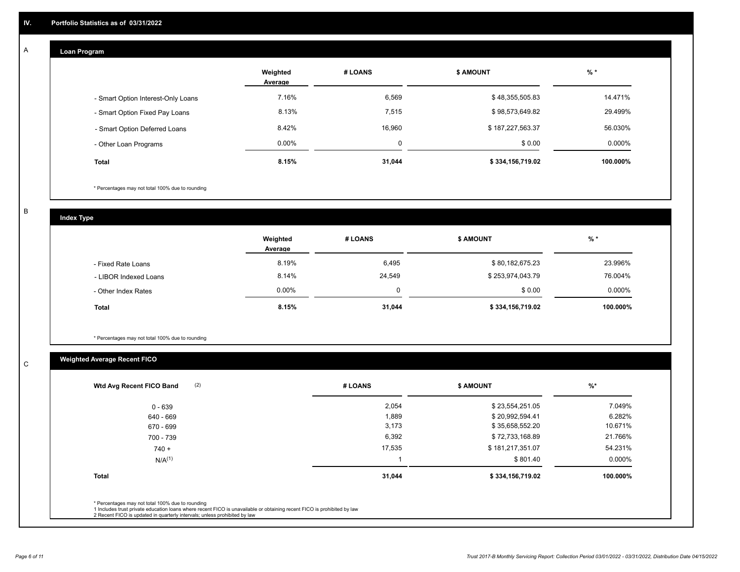## IV. Portfolio Statistics as of 03/31/2022

### A

#### Loan Program

| | Weighted Average | # LOANS | $ AMOUNT | % * |
|---|---|---|---|---|
| - Smart Option Interest-Only Loans | 7.16% | 6,569 | $ 48,355,505.83 | 14.471% |
| - Smart Option Fixed Pay Loans | 8.13% | 7,515 | $ 98,573,649.82 | 29.499% |
| - Smart Option Deferred Loans | 8.42% | 16,960 | $ 187,227,563.37 | 56.030% |
| - Other Loan Programs | 0.00% | 0 | $ 0.00 | 0.000% |
| **Total** | **8.15%** | **31,044** | **$ 334,156,719.02** | **100.000%** |

\* Percentages may not total 100% due to rounding

### B

#### Index Type

| | Weighted Average | # LOANS | $ AMOUNT | % * |
|---|---|---|---|---|
| - Fixed Rate Loans | 8.19% | 6,495 | $ 80,182,675.23 | 23.996% |
| - LIBOR Indexed Loans | 8.14% | 24,549 | $ 253,974,043.79 | 76.004% |
| - Other Index Rates | 0.00% | 0 | $ 0.00 | 0.000% |
| **Total** | **8.15%** | **31,044** | **$ 334,156,719.02** | **100.000%** |

\* Percentages may not total 100% due to rounding

### C

#### Weighted Average Recent FICO

| Wtd Avg Recent FICO Band (2) | # LOANS | $ AMOUNT | %* |
|---|---|---|---|
| 0 - 639 | 2,054 | $ 23,554,251.05 | 7.049% |
| 640 - 669 | 1,889 | $ 20,992,594.41 | 6.282% |
| 670 - 699 | 3,173 | $ 35,658,552.20 | 10.671% |
| 700 - 739 | 6,392 | $ 72,733,168.89 | 21.766% |
| 740 + | 17,535 | $ 181,217,351.07 | 54.231% |
| N/A(1) | 1 | $ 801.40 | 0.000% |
| **Total** | **31,044** | **$ 334,156,719.02** | **100.000%** |

\* Percentages may not total 100% due to rounding
1 Includes trust private education loans where recent FICO is unavailable or obtaining recent FICO is prohibited by law
2 Recent FICO is updated in quarterly intervals; unless prohibited by law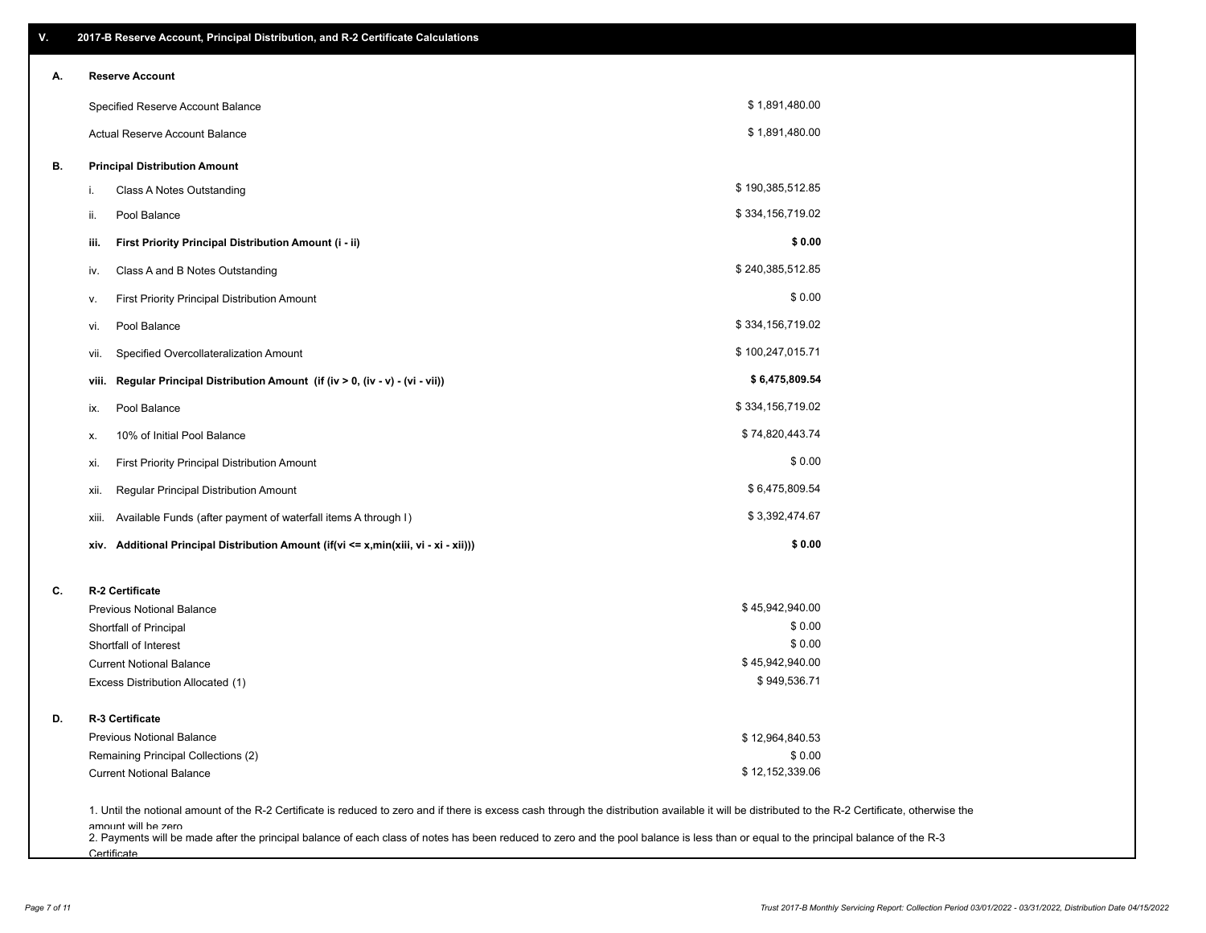## V. 2017-B Reserve Account, Principal Distribution, and R-2 Certificate Calculations

### A. Reserve Account

| | |
|---|---|
| Specified Reserve Account Balance | $ 1,891,480.00 |
| Actual Reserve Account Balance | $ 1,891,480.00 |

### B. Principal Distribution Amount

| | | |
|---|---|---|
| i. | Class A Notes Outstanding | $ 190,385,512.85 |
| ii. | Pool Balance | $ 334,156,719.02 |
| **iii.** | **First Priority Principal Distribution Amount (i - ii)** | **$ 0.00** |
| iv. | Class A and B Notes Outstanding | $ 240,385,512.85 |
| v. | First Priority Principal Distribution Amount | $ 0.00 |
| vi. | Pool Balance | $ 334,156,719.02 |
| vii. | Specified Overcollateralization Amount | $ 100,247,015.71 |
| **viii.** | **Regular Principal Distribution Amount (if (iv > 0, (iv - v) - (vi - vii))** | **$ 6,475,809.54** |
| ix. | Pool Balance | $ 334,156,719.02 |
| x. | 10% of Initial Pool Balance | $ 74,820,443.74 |
| xi. | First Priority Principal Distribution Amount | $ 0.00 |
| xii. | Regular Principal Distribution Amount | $ 6,475,809.54 |
| xiii. | Available Funds (after payment of waterfall items A through I) | $ 3,392,474.67 |
| **xiv.** | **Additional Principal Distribution Amount (if(vi <= x,min(xiii, vi - xi - xii)))** | **$ 0.00** |

### C. R-2 Certificate

| | |
|---|---|
| Previous Notional Balance | $ 45,942,940.00 |
| Shortfall of Principal | $ 0.00 |
| Shortfall of Interest | $ 0.00 |
| Current Notional Balance | $ 45,942,940.00 |
| Excess Distribution Allocated (1) | $ 949,536.71 |

### D. R-3 Certificate

| | |
|---|---|
| Previous Notional Balance | $ 12,964,840.53 |
| Remaining Principal Collections (2) | $ 0.00 |
| Current Notional Balance | $ 12,152,339.06 |

1. Until the notional amount of the R-2 Certificate is reduced to zero and if there is excess cash through the distribution available it will be distributed to the R-2 Certificate, otherwise the amount will be zero

2. Payments will be made after the principal balance of each class of notes has been reduced to zero and the pool balance is less than or equal to the principal balance of the R-3 Certificate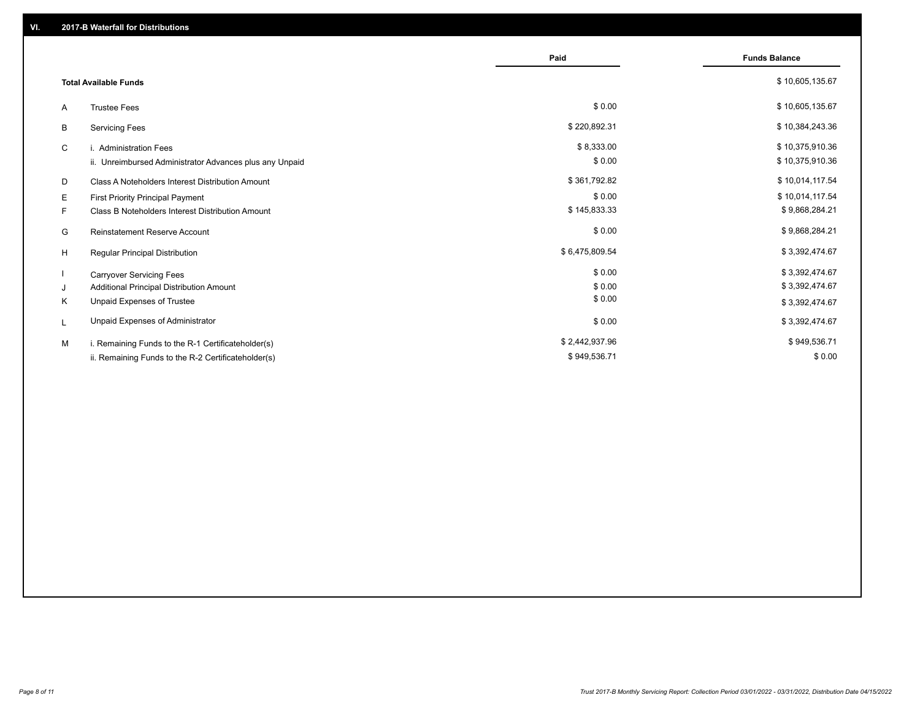## VI. 2017-B Waterfall for Distributions

| | | Paid | Funds Balance |
|---|---|---|---|
| | **Total Available Funds** | | $ 10,605,135.67 |
| A | Trustee Fees | $ 0.00 | $ 10,605,135.67 |
| B | Servicing Fees | $ 220,892.31 | $ 10,384,243.36 |
| C | i. Administration Fees | $ 8,333.00 | $ 10,375,910.36 |
| | ii. Unreimbursed Administrator Advances plus any Unpaid | $ 0.00 | $ 10,375,910.36 |
| D | Class A Noteholders Interest Distribution Amount | $ 361,792.82 | $ 10,014,117.54 |
| E | First Priority Principal Payment | $ 0.00 | $ 10,014,117.54 |
| F | Class B Noteholders Interest Distribution Amount | $ 145,833.33 | $ 9,868,284.21 |
| G | Reinstatement Reserve Account | $ 0.00 | $ 9,868,284.21 |
| H | Regular Principal Distribution | $ 6,475,809.54 | $ 3,392,474.67 |
| I | Carryover Servicing Fees | $ 0.00 | $ 3,392,474.67 |
| J | Additional Principal Distribution Amount | $ 0.00 | $ 3,392,474.67 |
| K | Unpaid Expenses of Trustee | $ 0.00 | $ 3,392,474.67 |
| L | Unpaid Expenses of Administrator | $ 0.00 | $ 3,392,474.67 |
| M | i. Remaining Funds to the R-1 Certificateholder(s) | $ 2,442,937.96 | $ 949,536.71 |
| | ii. Remaining Funds to the R-2 Certificateholder(s) | $ 949,536.71 | $ 0.00 |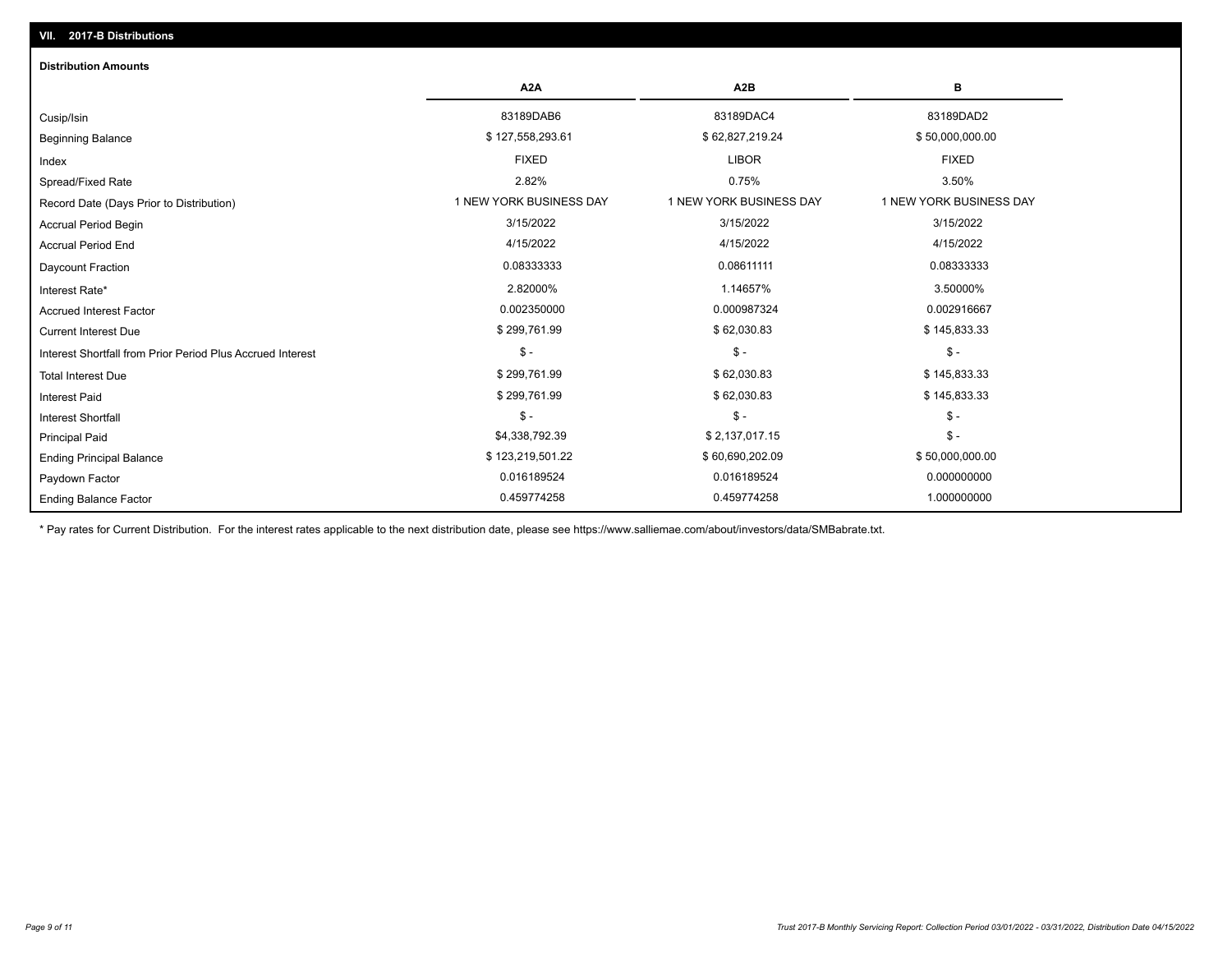## VII. 2017-B Distributions

### Distribution Amounts

| | A2A | A2B | B |
|---|---|---|---|
| Cusip/Isin | 83189DAB6 | 83189DAC4 | 83189DAD2 |
| Beginning Balance | $ 127,558,293.61 | $ 62,827,219.24 | $ 50,000,000.00 |
| Index | FIXED | LIBOR | FIXED |
| Spread/Fixed Rate | 2.82% | 0.75% | 3.50% |
| Record Date (Days Prior to Distribution) | 1 NEW YORK BUSINESS DAY | 1 NEW YORK BUSINESS DAY | 1 NEW YORK BUSINESS DAY |
| Accrual Period Begin | 3/15/2022 | 3/15/2022 | 3/15/2022 |
| Accrual Period End | 4/15/2022 | 4/15/2022 | 4/15/2022 |
| Daycount Fraction | 0.08333333 | 0.08611111 | 0.08333333 |
| Interest Rate* | 2.82000% | 1.14657% | 3.50000% |
| Accrued Interest Factor | 0.002350000 | 0.000987324 | 0.002916667 |
| Current Interest Due | $ 299,761.99 | $ 62,030.83 | $ 145,833.33 |
| Interest Shortfall from Prior Period Plus Accrued Interest | $ - | $ - | $ - |
| Total Interest Due | $ 299,761.99 | $ 62,030.83 | $ 145,833.33 |
| Interest Paid | $ 299,761.99 | $ 62,030.83 | $ 145,833.33 |
| Interest Shortfall | $ - | $ - | $ - |
| Principal Paid | $4,338,792.39 | $ 2,137,017.15 | $ - |
| Ending Principal Balance | $ 123,219,501.22 | $ 60,690,202.09 | $ 50,000,000.00 |
| Paydown Factor | 0.016189524 | 0.016189524 | 0.000000000 |
| Ending Balance Factor | 0.459774258 | 0.459774258 | 1.000000000 |

* Pay rates for Current Distribution. For the interest rates applicable to the next distribution date, please see https://www.salliemae.com/about/investors/data/SMBabrate.txt.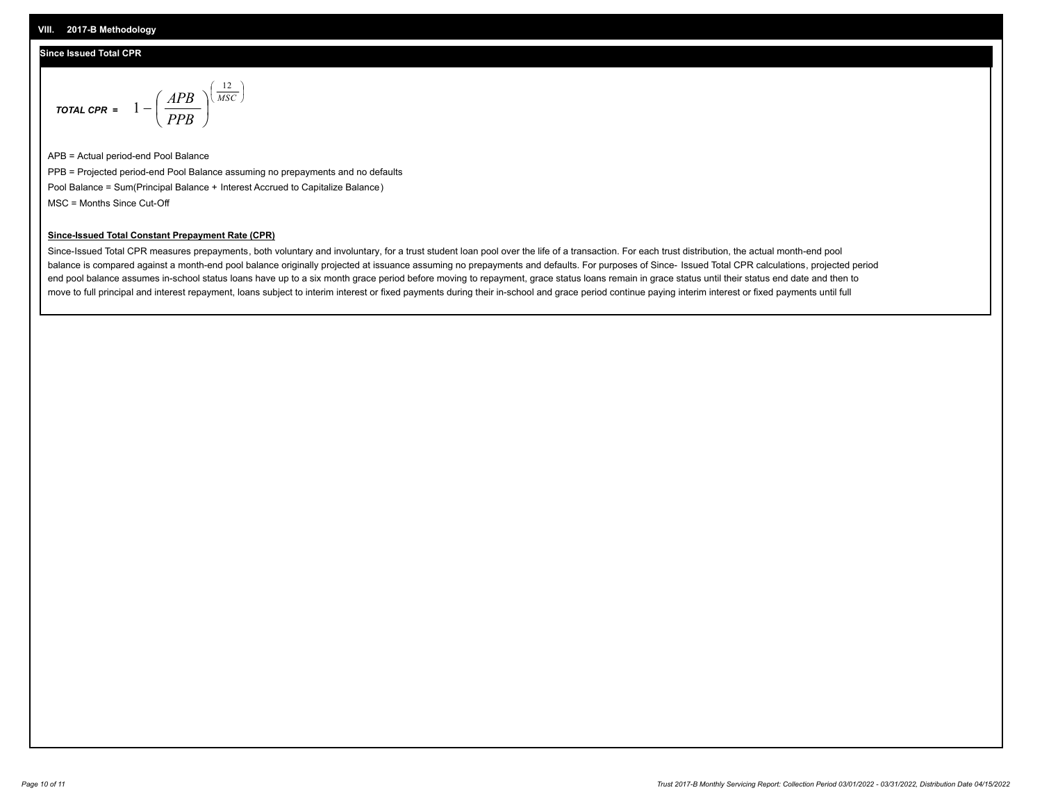## VIII. 2017-B Methodology

### Since Issued Total CPR

$$\textbf{\textit{TOTAL CPR}} = 1 - \left( \frac{APB}{PPB} \right)^{\left( \frac{12}{MSC} \right)}$$

APB = Actual period-end Pool Balance

PPB = Projected period-end Pool Balance assuming no prepayments and no defaults

Pool Balance = Sum(Principal Balance + Interest Accrued to Capitalize Balance)

MSC = Months Since Cut-Off

**Since-Issued Total Constant Prepayment Rate (CPR)**

Since-Issued Total CPR measures prepayments, both voluntary and involuntary, for a trust student loan pool over the life of a transaction. For each trust distribution, the actual month-end pool balance is compared against a month-end pool balance originally projected at issuance assuming no prepayments and defaults. For purposes of Since- Issued Total CPR calculations, projected period end pool balance assumes in-school status loans have up to a six month grace period before moving to repayment, grace status loans remain in grace status until their status end date and then to move to full principal and interest repayment, loans subject to interim interest or fixed payments during their in-school and grace period continue paying interim interest or fixed payments until full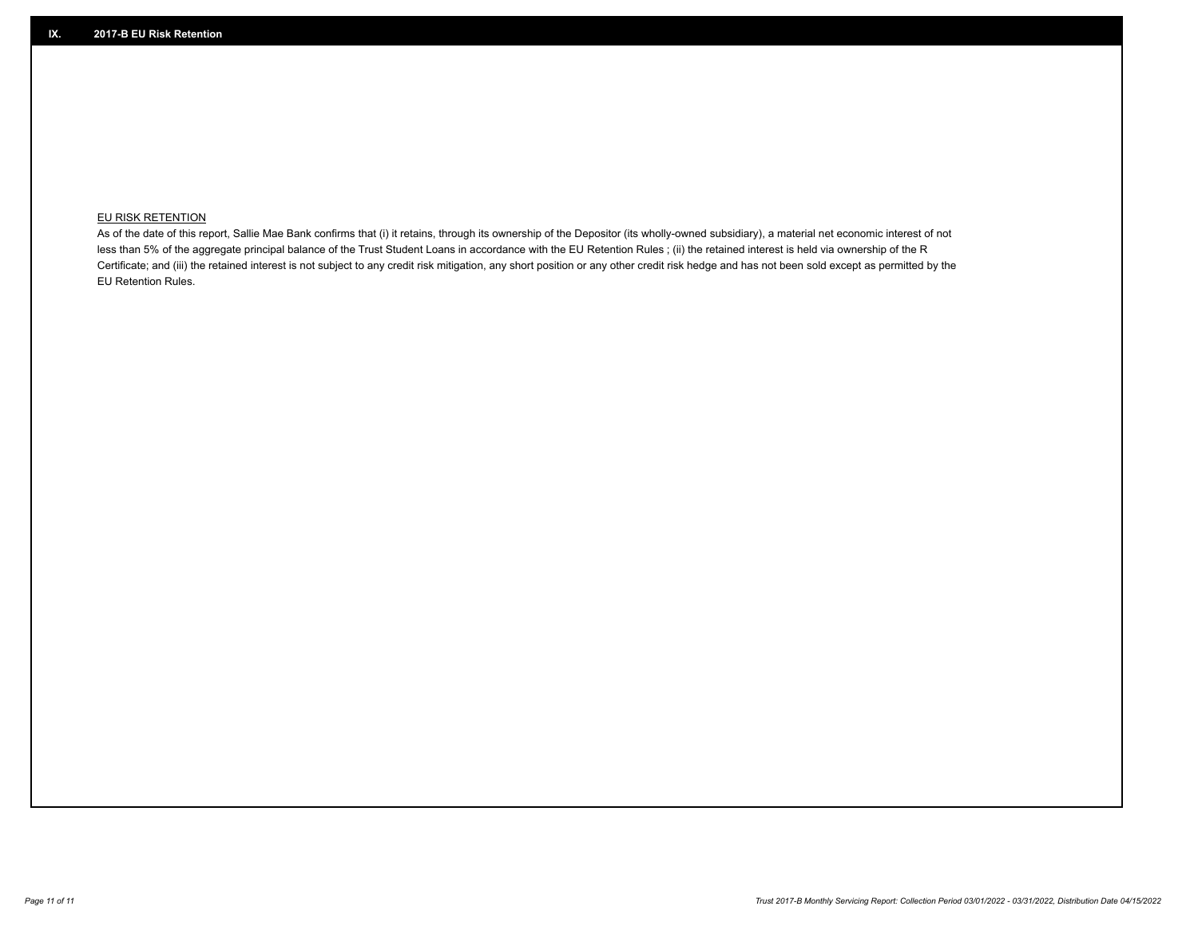## IX. 2017-B EU Risk Retention

EU RISK RETENTION

As of the date of this report, Sallie Mae Bank confirms that (i) it retains, through its ownership of the Depositor (its wholly-owned subsidiary), a material net economic interest of not less than 5% of the aggregate principal balance of the Trust Student Loans in accordance with the EU Retention Rules ; (ii) the retained interest is held via ownership of the R Certificate; and (iii) the retained interest is not subject to any credit risk mitigation, any short position or any other credit risk hedge and has not been sold except as permitted by the EU Retention Rules.